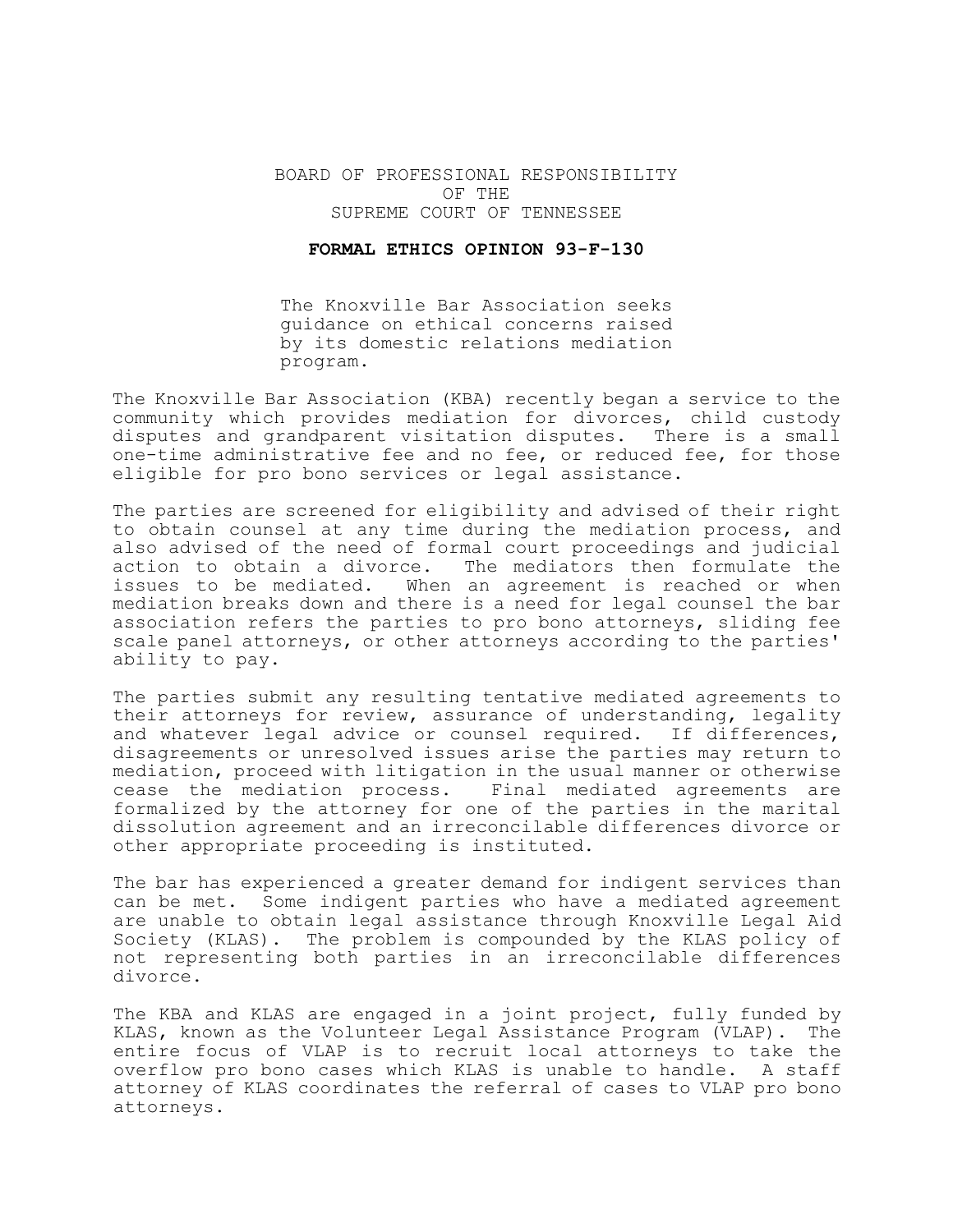BOARD OF PROFESSIONAL RESPONSIBILITY
OF THE
SUPREME COURT OF TENNESSEE

**FORMAL ETHICS OPINION 93-F-130**

The Knoxville Bar Association seeks guidance on ethical concerns raised by its domestic relations mediation program.

The Knoxville Bar Association (KBA) recently began a service to the community which provides mediation for divorces, child custody disputes and grandparent visitation disputes. There is a small one-time administrative fee and no fee, or reduced fee, for those eligible for pro bono services or legal assistance.

The parties are screened for eligibility and advised of their right to obtain counsel at any time during the mediation process, and also advised of the need of formal court proceedings and judicial action to obtain a divorce. The mediators then formulate the issues to be mediated. When an agreement is reached or when mediation breaks down and there is a need for legal counsel the bar association refers the parties to pro bono attorneys, sliding fee scale panel attorneys, or other attorneys according to the parties' ability to pay.

The parties submit any resulting tentative mediated agreements to their attorneys for review, assurance of understanding, legality and whatever legal advice or counsel required. If differences, disagreements or unresolved issues arise the parties may return to mediation, proceed with litigation in the usual manner or otherwise cease the mediation process. Final mediated agreements are formalized by the attorney for one of the parties in the marital dissolution agreement and an irreconcilable differences divorce or other appropriate proceeding is instituted.

The bar has experienced a greater demand for indigent services than can be met. Some indigent parties who have a mediated agreement are unable to obtain legal assistance through Knoxville Legal Aid Society (KLAS). The problem is compounded by the KLAS policy of not representing both parties in an irreconcilable differences divorce.

The KBA and KLAS are engaged in a joint project, fully funded by KLAS, known as the Volunteer Legal Assistance Program (VLAP). The entire focus of VLAP is to recruit local attorneys to take the overflow pro bono cases which KLAS is unable to handle. A staff attorney of KLAS coordinates the referral of cases to VLAP pro bono attorneys.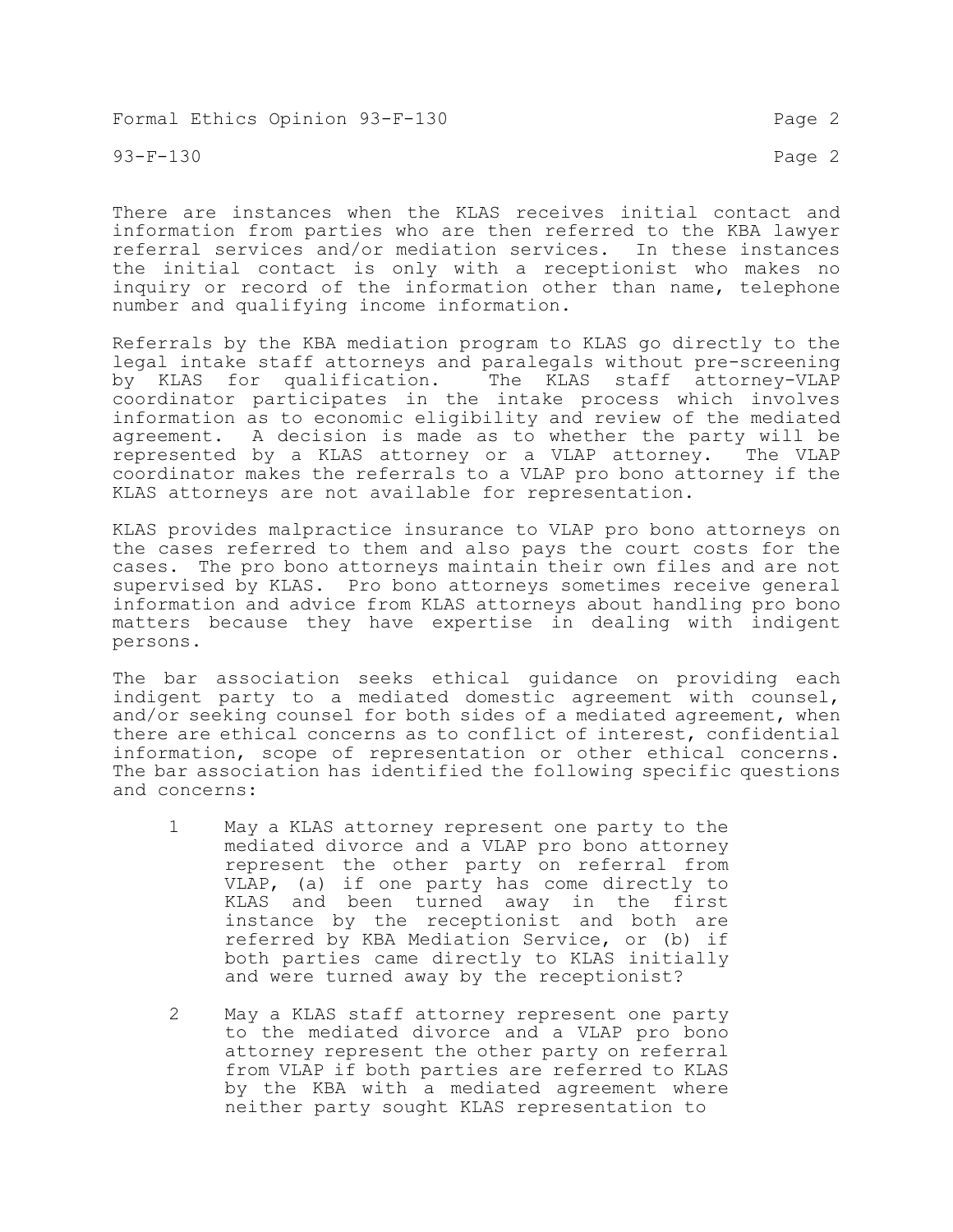There are instances when the KLAS receives initial contact and information from parties who are then referred to the KBA lawyer referral services and/or mediation services. In these instances the initial contact is only with a receptionist who makes no inquiry or record of the information other than name, telephone number and qualifying income information.

Referrals by the KBA mediation program to KLAS go directly to the legal intake staff attorneys and paralegals without pre-screening by KLAS for qualification. The KLAS staff attorney-VLAP coordinator participates in the intake process which involves information as to economic eligibility and review of the mediated agreement. A decision is made as to whether the party will be represented by a KLAS attorney or a VLAP attorney. The VLAP coordinator makes the referrals to a VLAP pro bono attorney if the KLAS attorneys are not available for representation.

KLAS provides malpractice insurance to VLAP pro bono attorneys on the cases referred to them and also pays the court costs for the cases. The pro bono attorneys maintain their own files and are not supervised by KLAS. Pro bono attorneys sometimes receive general information and advice from KLAS attorneys about handling pro bono matters because they have expertise in dealing with indigent persons.

The bar association seeks ethical guidance on providing each indigent party to a mediated domestic agreement with counsel, and/or seeking counsel for both sides of a mediated agreement, when there are ethical concerns as to conflict of interest, confidential information, scope of representation or other ethical concerns. The bar association has identified the following specific questions and concerns:

1. May a KLAS attorney represent one party to the mediated divorce and a VLAP pro bono attorney represent the other party on referral from VLAP, (a) if one party has come directly to KLAS and been turned away in the first instance by the receptionist and both are referred by KBA Mediation Service, or (b) if both parties came directly to KLAS initially and were turned away by the receptionist?

2. May a KLAS staff attorney represent one party to the mediated divorce and a VLAP pro bono attorney represent the other party on referral from VLAP if both parties are referred to KLAS by the KBA with a mediated agreement where neither party sought KLAS representation to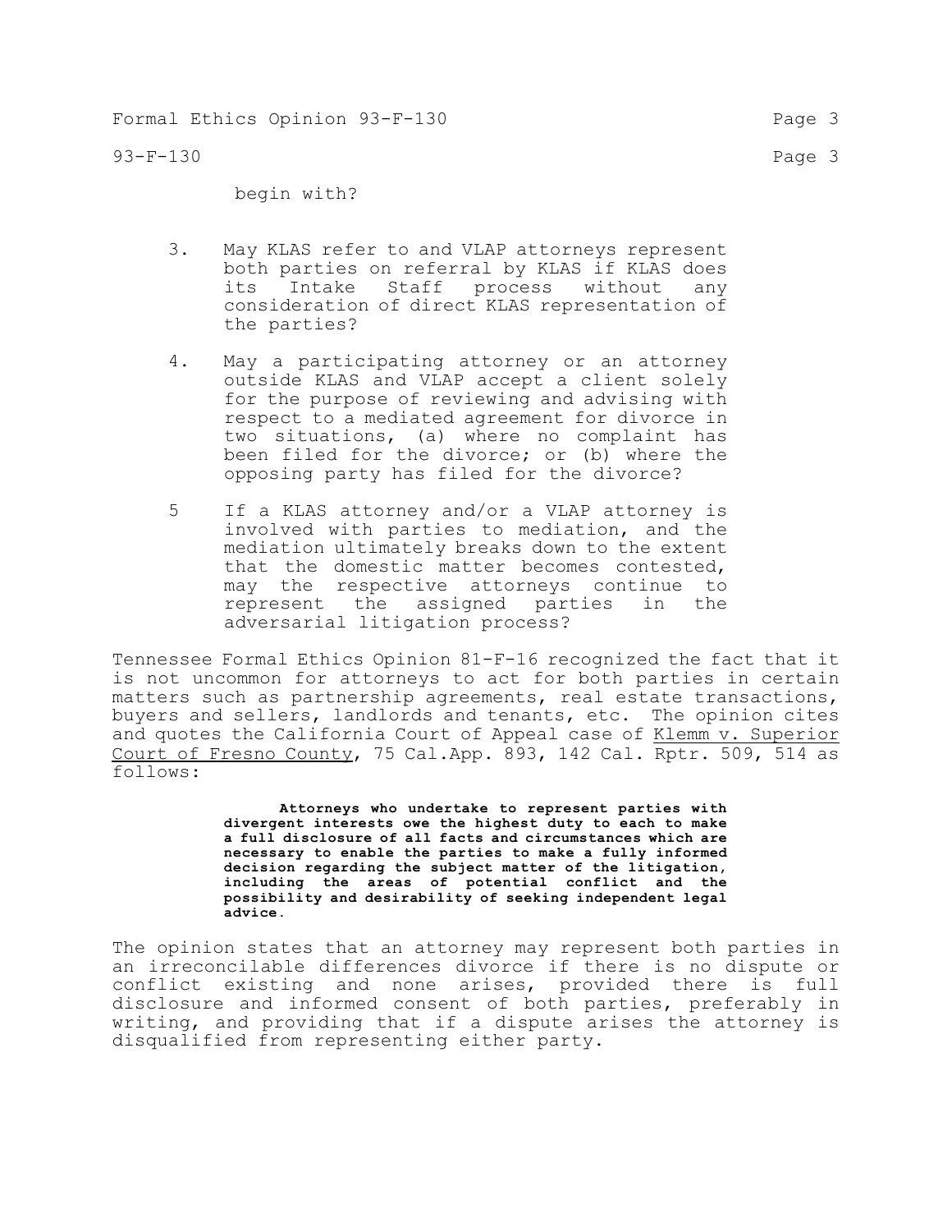begin with?

3. May KLAS refer to and VLAP attorneys represent both parties on referral by KLAS if KLAS does its Intake Staff process without any consideration of direct KLAS representation of the parties?

4. May a participating attorney or an attorney outside KLAS and VLAP accept a client solely for the purpose of reviewing and advising with respect to a mediated agreement for divorce in two situations, (a) where no complaint has been filed for the divorce; or (b) where the opposing party has filed for the divorce?

5 If a KLAS attorney and/or a VLAP attorney is involved with parties to mediation, and the mediation ultimately breaks down to the extent that the domestic matter becomes contested, may the respective attorneys continue to represent the assigned parties in the adversarial litigation process?

Tennessee Formal Ethics Opinion 81-F-16 recognized the fact that it is not uncommon for attorneys to act for both parties in certain matters such as partnership agreements, real estate transactions, buyers and sellers, landlords and tenants, etc. The opinion cites and quotes the California Court of Appeal case of Klemm v. Superior Court of Fresno County, 75 Cal.App. 893, 142 Cal. Rptr. 509, 514 as follows:

> **Attorneys who undertake to represent parties with divergent interests owe the highest duty to each to make a full disclosure of all facts and circumstances which are necessary to enable the parties to make a fully informed decision regarding the subject matter of the litigation, including the areas of potential conflict and the possibility and desirability of seeking independent legal advice.**

The opinion states that an attorney may represent both parties in an irreconcilable differences divorce if there is no dispute or conflict existing and none arises, provided there is full disclosure and informed consent of both parties, preferably in writing, and providing that if a dispute arises the attorney is disqualified from representing either party.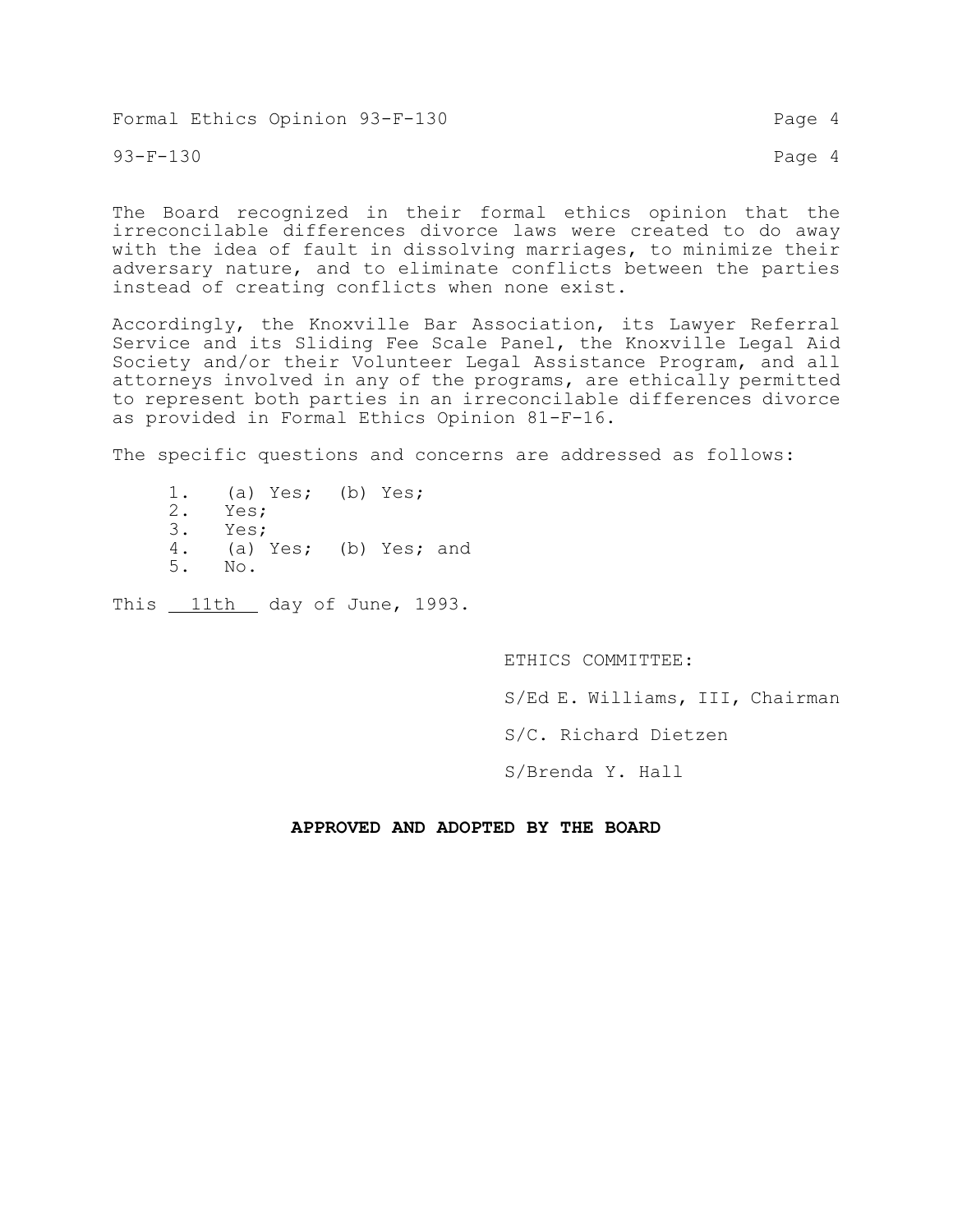The Board recognized in their formal ethics opinion that the irreconcilable differences divorce laws were created to do away with the idea of fault in dissolving marriages, to minimize their adversary nature, and to eliminate conflicts between the parties instead of creating conflicts when none exist.

Accordingly, the Knoxville Bar Association, its Lawyer Referral Service and its Sliding Fee Scale Panel, the Knoxville Legal Aid Society and/or their Volunteer Legal Assistance Program, and all attorneys involved in any of the programs, are ethically permitted to represent both parties in an irreconcilable differences divorce as provided in Formal Ethics Opinion 81-F-16.

The specific questions and concerns are addressed as follows:

1. (a) Yes; (b) Yes;
2. Yes;
3. Yes;
4. (a) Yes; (b) Yes; and
5. No.

This 11th day of June, 1993.

ETHICS COMMITTEE:

S/Ed E. Williams, III, Chairman

S/C. Richard Dietzen

S/Brenda Y. Hall

**APPROVED AND ADOPTED BY THE BOARD**